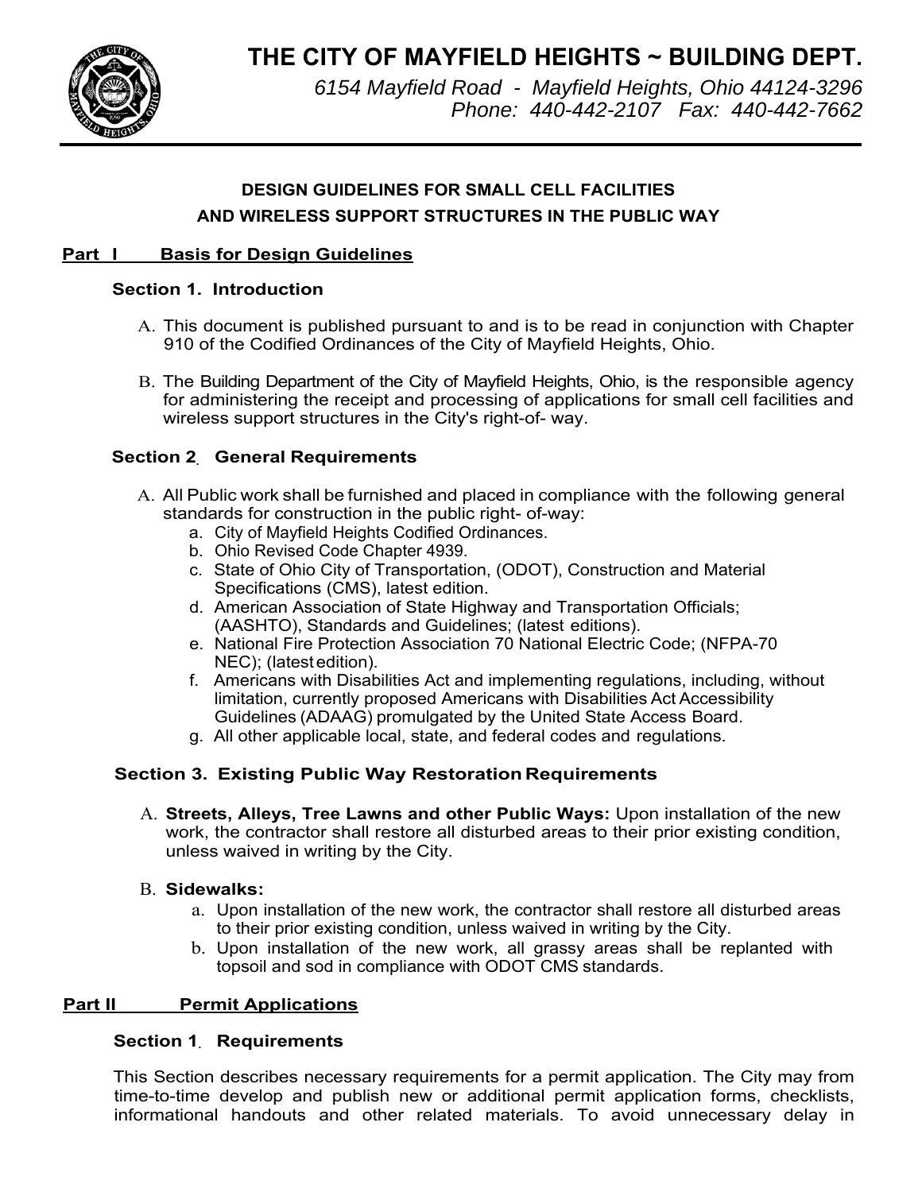# THE CITY OF MAYFIELD HEIGHTS ~ BUILDING DEPT.

*6154 Mayfield Road - Mayfield Heights, Ohio 44124-3296*
*Phone: 440-442-2107 Fax: 440-442-7662*

---

**DESIGN GUIDELINES FOR SMALL CELL FACILITIES AND WIRELESS SUPPORT STRUCTURES IN THE PUBLIC WAY**

## Part I Basis for Design Guidelines

### Section 1. Introduction

A. This document is published pursuant to and is to be read in conjunction with Chapter 910 of the Codified Ordinances of the City of Mayfield Heights, Ohio.

B. The Building Department of the City of Mayfield Heights, Ohio, is the responsible agency for administering the receipt and processing of applications for small cell facilities and wireless support structures in the City's right-of- way.

### Section 2. General Requirements

A. All Public work shall be furnished and placed in compliance with the following general standards for construction in the public right- of-way:
   a. City of Mayfield Heights Codified Ordinances.
   b. Ohio Revised Code Chapter 4939.
   c. State of Ohio City of Transportation, (ODOT), Construction and Material Specifications (CMS), latest edition.
   d. American Association of State Highway and Transportation Officials; (AASHTO), Standards and Guidelines; (latest editions).
   e. National Fire Protection Association 70 National Electric Code; (NFPA-70 NEC); (latest edition).
   f. Americans with Disabilities Act and implementing regulations, including, without limitation, currently proposed Americans with Disabilities Act Accessibility Guidelines (ADAAG) promulgated by the United State Access Board.
   g. All other applicable local, state, and federal codes and regulations.

### Section 3. Existing Public Way Restoration Requirements

A. **Streets, Alleys, Tree Lawns and other Public Ways:** Upon installation of the new work, the contractor shall restore all disturbed areas to their prior existing condition, unless waived in writing by the City.

B. **Sidewalks:**
   a. Upon installation of the new work, the contractor shall restore all disturbed areas to their prior existing condition, unless waived in writing by the City.
   b. Upon installation of the new work, all grassy areas shall be replanted with topsoil and sod in compliance with ODOT CMS standards.

## Part II Permit Applications

### Section 1. Requirements

This Section describes necessary requirements for a permit application. The City may from time-to-time develop and publish new or additional permit application forms, checklists, informational handouts and other related materials. To avoid unnecessary delay in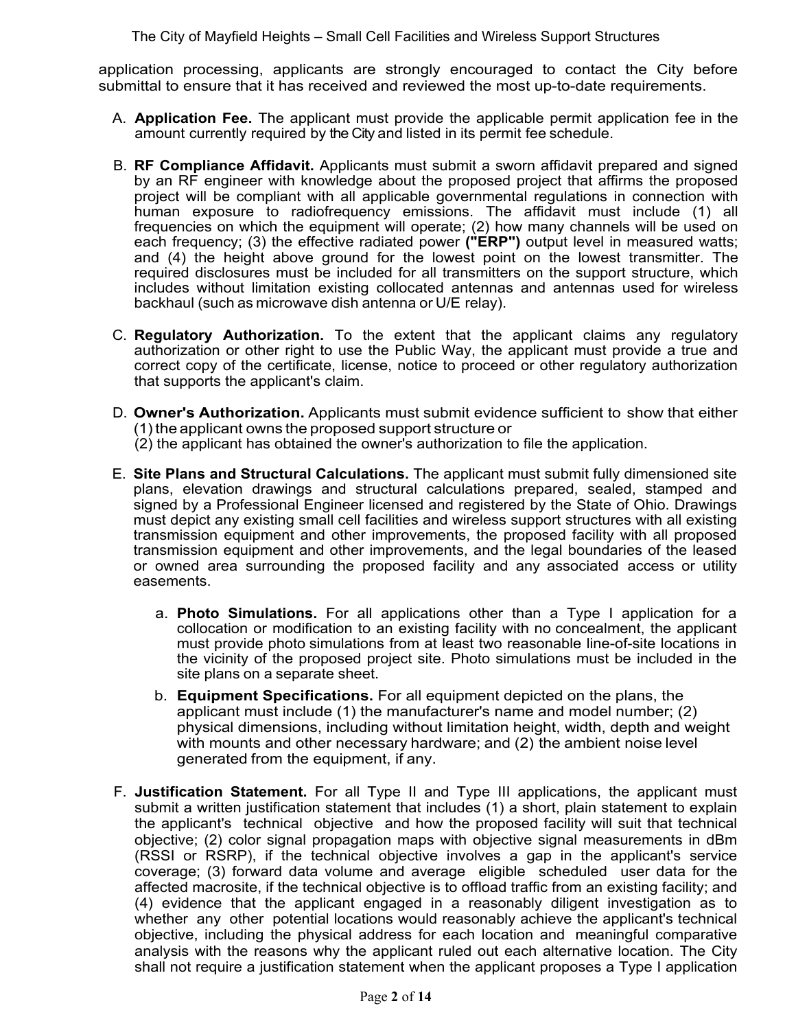application processing, applicants are strongly encouraged to contact the City before submittal to ensure that it has received and reviewed the most up-to-date requirements.

A. **Application Fee.** The applicant must provide the applicable permit application fee in the amount currently required by the City and listed in its permit fee schedule.

B. **RF Compliance Affidavit.** Applicants must submit a sworn affidavit prepared and signed by an RF engineer with knowledge about the proposed project that affirms the proposed project will be compliant with all applicable governmental regulations in connection with human exposure to radiofrequency emissions. The affidavit must include (1) all frequencies on which the equipment will operate; (2) how many channels will be used on each frequency; (3) the effective radiated power **("ERP")** output level in measured watts; and (4) the height above ground for the lowest point on the lowest transmitter. The required disclosures must be included for all transmitters on the support structure, which includes without limitation existing collocated antennas and antennas used for wireless backhaul (such as microwave dish antenna or U/E relay).

C. **Regulatory Authorization.** To the extent that the applicant claims any regulatory authorization or other right to use the Public Way, the applicant must provide a true and correct copy of the certificate, license, notice to proceed or other regulatory authorization that supports the applicant's claim.

D. **Owner's Authorization.** Applicants must submit evidence sufficient to show that either (1) the applicant owns the proposed support structure or
(2) the applicant has obtained the owner's authorization to file the application.

E. **Site Plans and Structural Calculations.** The applicant must submit fully dimensioned site plans, elevation drawings and structural calculations prepared, sealed, stamped and signed by a Professional Engineer licensed and registered by the State of Ohio. Drawings must depict any existing small cell facilities and wireless support structures with all existing transmission equipment and other improvements, the proposed facility with all proposed transmission equipment and other improvements, and the legal boundaries of the leased or owned area surrounding the proposed facility and any associated access or utility easements.

   a. **Photo Simulations.** For all applications other than a Type I application for a collocation or modification to an existing facility with no concealment, the applicant must provide photo simulations from at least two reasonable line-of-site locations in the vicinity of the proposed project site. Photo simulations must be included in the site plans on a separate sheet.

   b. **Equipment Specifications.** For all equipment depicted on the plans, the applicant must include (1) the manufacturer's name and model number; (2) physical dimensions, including without limitation height, width, depth and weight with mounts and other necessary hardware; and (2) the ambient noise level generated from the equipment, if any.

F. **Justification Statement.** For all Type II and Type III applications, the applicant must submit a written justification statement that includes (1) a short, plain statement to explain the applicant's technical objective and how the proposed facility will suit that technical objective; (2) color signal propagation maps with objective signal measurements in dBm (RSSI or RSRP), if the technical objective involves a gap in the applicant's service coverage; (3) forward data volume and average eligible scheduled user data for the affected macrosite, if the technical objective is to offload traffic from an existing facility; and (4) evidence that the applicant engaged in a reasonably diligent investigation as to whether any other potential locations would reasonably achieve the applicant's technical objective, including the physical address for each location and meaningful comparative analysis with the reasons why the applicant ruled out each alternative location. The City shall not require a justification statement when the applicant proposes a Type I application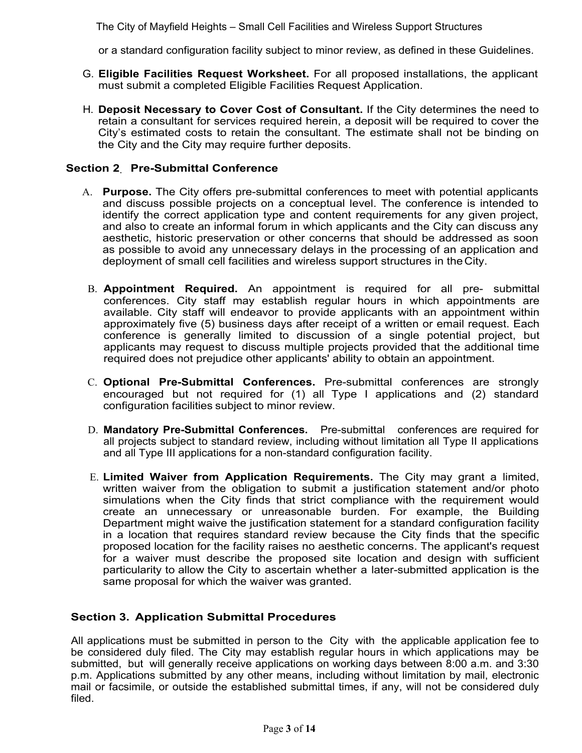or a standard configuration facility subject to minor review, as defined in these Guidelines.

G. **Eligible Facilities Request Worksheet.** For all proposed installations, the applicant must submit a completed Eligible Facilities Request Application.

H. **Deposit Necessary to Cover Cost of Consultant.** If the City determines the need to retain a consultant for services required herein, a deposit will be required to cover the City's estimated costs to retain the consultant. The estimate shall not be binding on the City and the City may require further deposits.

## Section 2. Pre-Submittal Conference

A. **Purpose.** The City offers pre-submittal conferences to meet with potential applicants and discuss possible projects on a conceptual level. The conference is intended to identify the correct application type and content requirements for any given project, and also to create an informal forum in which applicants and the City can discuss any aesthetic, historic preservation or other concerns that should be addressed as soon as possible to avoid any unnecessary delays in the processing of an application and deployment of small cell facilities and wireless support structures in the City.

B. **Appointment Required.** An appointment is required for all pre- submittal conferences. City staff may establish regular hours in which appointments are available. City staff will endeavor to provide applicants with an appointment within approximately five (5) business days after receipt of a written or email request. Each conference is generally limited to discussion of a single potential project, but applicants may request to discuss multiple projects provided that the additional time required does not prejudice other applicants' ability to obtain an appointment.

C. **Optional Pre-Submittal Conferences.** Pre-submittal conferences are strongly encouraged but not required for (1) all Type I applications and (2) standard configuration facilities subject to minor review.

D. **Mandatory Pre-Submittal Conferences.** Pre-submittal conferences are required for all projects subject to standard review, including without limitation all Type II applications and all Type III applications for a non-standard configuration facility.

E. **Limited Waiver from Application Requirements.** The City may grant a limited, written waiver from the obligation to submit a justification statement and/or photo simulations when the City finds that strict compliance with the requirement would create an unnecessary or unreasonable burden. For example, the Building Department might waive the justification statement for a standard configuration facility in a location that requires standard review because the City finds that the specific proposed location for the facility raises no aesthetic concerns. The applicant's request for a waiver must describe the proposed site location and design with sufficient particularity to allow the City to ascertain whether a later-submitted application is the same proposal for which the waiver was granted.

## Section 3. Application Submittal Procedures

All applications must be submitted in person to the City with the applicable application fee to be considered duly filed. The City may establish regular hours in which applications may be submitted, but will generally receive applications on working days between 8:00 a.m. and 3:30 p.m. Applications submitted by any other means, including without limitation by mail, electronic mail or facsimile, or outside the established submittal times, if any, will not be considered duly filed.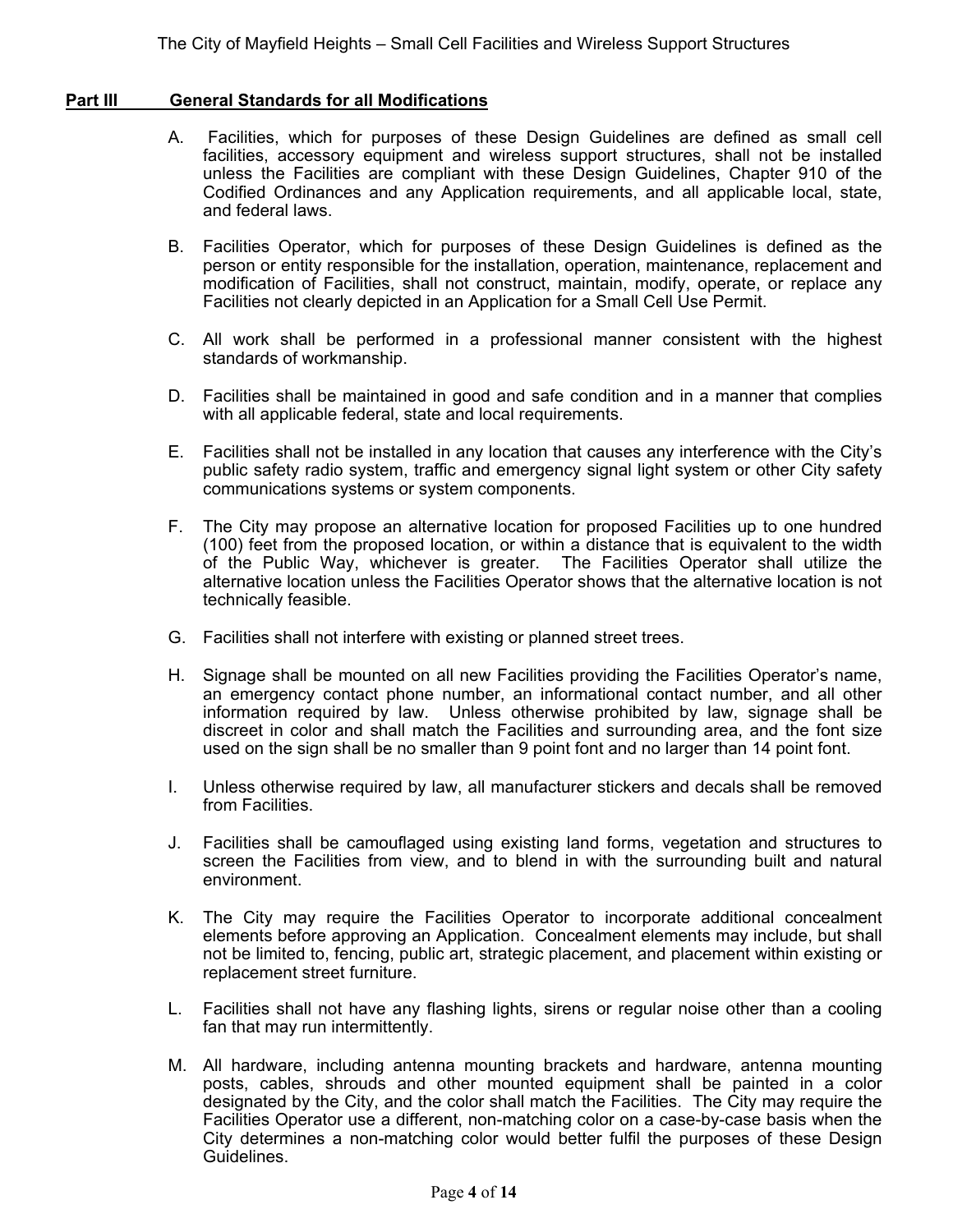## Part III General Standards for all Modifications

A. Facilities, which for purposes of these Design Guidelines are defined as small cell facilities, accessory equipment and wireless support structures, shall not be installed unless the Facilities are compliant with these Design Guidelines, Chapter 910 of the Codified Ordinances and any Application requirements, and all applicable local, state, and federal laws.

B. Facilities Operator, which for purposes of these Design Guidelines is defined as the person or entity responsible for the installation, operation, maintenance, replacement and modification of Facilities, shall not construct, maintain, modify, operate, or replace any Facilities not clearly depicted in an Application for a Small Cell Use Permit.

C. All work shall be performed in a professional manner consistent with the highest standards of workmanship.

D. Facilities shall be maintained in good and safe condition and in a manner that complies with all applicable federal, state and local requirements.

E. Facilities shall not be installed in any location that causes any interference with the City's public safety radio system, traffic and emergency signal light system or other City safety communications systems or system components.

F. The City may propose an alternative location for proposed Facilities up to one hundred (100) feet from the proposed location, or within a distance that is equivalent to the width of the Public Way, whichever is greater. The Facilities Operator shall utilize the alternative location unless the Facilities Operator shows that the alternative location is not technically feasible.

G. Facilities shall not interfere with existing or planned street trees.

H. Signage shall be mounted on all new Facilities providing the Facilities Operator's name, an emergency contact phone number, an informational contact number, and all other information required by law. Unless otherwise prohibited by law, signage shall be discreet in color and shall match the Facilities and surrounding area, and the font size used on the sign shall be no smaller than 9 point font and no larger than 14 point font.

I. Unless otherwise required by law, all manufacturer stickers and decals shall be removed from Facilities.

J. Facilities shall be camouflaged using existing land forms, vegetation and structures to screen the Facilities from view, and to blend in with the surrounding built and natural environment.

K. The City may require the Facilities Operator to incorporate additional concealment elements before approving an Application. Concealment elements may include, but shall not be limited to, fencing, public art, strategic placement, and placement within existing or replacement street furniture.

L. Facilities shall not have any flashing lights, sirens or regular noise other than a cooling fan that may run intermittently.

M. All hardware, including antenna mounting brackets and hardware, antenna mounting posts, cables, shrouds and other mounted equipment shall be painted in a color designated by the City, and the color shall match the Facilities. The City may require the Facilities Operator use a different, non-matching color on a case-by-case basis when the City determines a non-matching color would better fulfil the purposes of these Design Guidelines.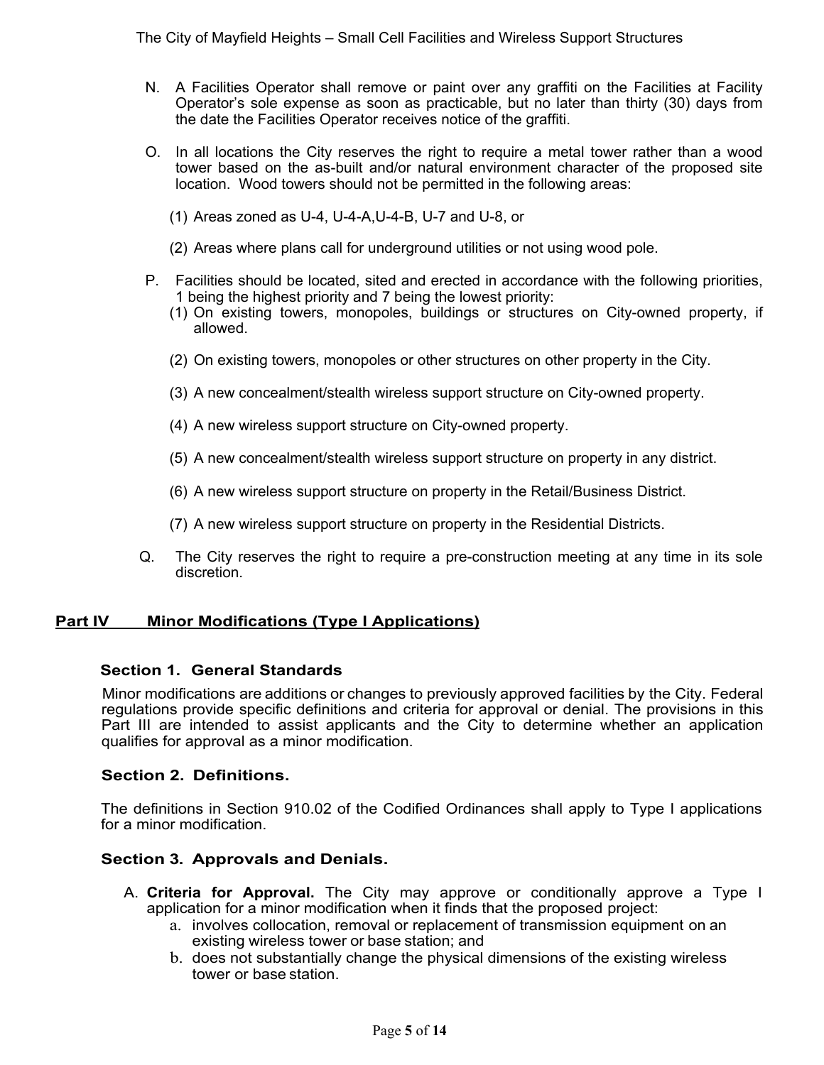N. A Facilities Operator shall remove or paint over any graffiti on the Facilities at Facility Operator's sole expense as soon as practicable, but no later than thirty (30) days from the date the Facilities Operator receives notice of the graffiti.

O. In all locations the City reserves the right to require a metal tower rather than a wood tower based on the as-built and/or natural environment character of the proposed site location. Wood towers should not be permitted in the following areas:

(1) Areas zoned as U-4, U-4-A,U-4-B, U-7 and U-8, or

(2) Areas where plans call for underground utilities or not using wood pole.

P. Facilities should be located, sited and erected in accordance with the following priorities, 1 being the highest priority and 7 being the lowest priority:

(1) On existing towers, monopoles, buildings or structures on City-owned property, if allowed.

(2) On existing towers, monopoles or other structures on other property in the City.

(3) A new concealment/stealth wireless support structure on City-owned property.

(4) A new wireless support structure on City-owned property.

(5) A new concealment/stealth wireless support structure on property in any district.

(6) A new wireless support structure on property in the Retail/Business District.

(7) A new wireless support structure on property in the Residential Districts.

Q. The City reserves the right to require a pre-construction meeting at any time in its sole discretion.

## Part IV Minor Modifications (Type I Applications)

### Section 1. General Standards

Minor modifications are additions or changes to previously approved facilities by the City. Federal regulations provide specific definitions and criteria for approval or denial. The provisions in this Part III are intended to assist applicants and the City to determine whether an application qualifies for approval as a minor modification.

### Section 2. Definitions.

The definitions in Section 910.02 of the Codified Ordinances shall apply to Type I applications for a minor modification.

### Section 3. Approvals and Denials.

A. **Criteria for Approval.** The City may approve or conditionally approve a Type I application for a minor modification when it finds that the proposed project:

a. involves collocation, removal or replacement of transmission equipment on an existing wireless tower or base station; and

b. does not substantially change the physical dimensions of the existing wireless tower or base station.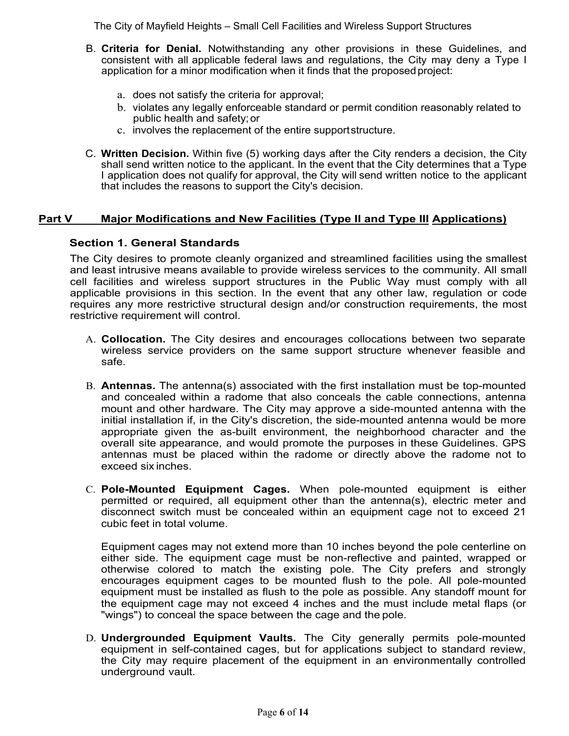B. **Criteria for Denial.** Notwithstanding any other provisions in these Guidelines, and consistent with all applicable federal laws and regulations, the City may deny a Type I application for a minor modification when it finds that the proposed project:

a. does not satisfy the criteria for approval;
b. violates any legally enforceable standard or permit condition reasonably related to public health and safety; or
c. involves the replacement of the entire support structure.

C. **Written Decision.** Within five (5) working days after the City renders a decision, the City shall send written notice to the applicant. In the event that the City determines that a Type I application does not qualify for approval, the City will send written notice to the applicant that includes the reasons to support the City's decision.

## Part V Major Modifications and New Facilities (Type II and Type III Applications)

### Section 1. General Standards

The City desires to promote cleanly organized and streamlined facilities using the smallest and least intrusive means available to provide wireless services to the community. All small cell facilities and wireless support structures in the Public Way must comply with all applicable provisions in this section. In the event that any other law, regulation or code requires any more restrictive structural design and/or construction requirements, the most restrictive requirement will control.

A. **Collocation.** The City desires and encourages collocations between two separate wireless service providers on the same support structure whenever feasible and safe.

B. **Antennas.** The antenna(s) associated with the first installation must be top-mounted and concealed within a radome that also conceals the cable connections, antenna mount and other hardware. The City may approve a side-mounted antenna with the initial installation if, in the City's discretion, the side-mounted antenna would be more appropriate given the as-built environment, the neighborhood character and the overall site appearance, and would promote the purposes in these Guidelines. GPS antennas must be placed within the radome or directly above the radome not to exceed six inches.

C. **Pole-Mounted Equipment Cages.** When pole-mounted equipment is either permitted or required, all equipment other than the antenna(s), electric meter and disconnect switch must be concealed within an equipment cage not to exceed 21 cubic feet in total volume.

Equipment cages may not extend more than 10 inches beyond the pole centerline on either side. The equipment cage must be non-reflective and painted, wrapped or otherwise colored to match the existing pole. The City prefers and strongly encourages equipment cages to be mounted flush to the pole. All pole-mounted equipment must be installed as flush to the pole as possible. Any standoff mount for the equipment cage may not exceed 4 inches and the must include metal flaps (or "wings") to conceal the space between the cage and the pole.

D. **Undergrounded Equipment Vaults.** The City generally permits pole-mounted equipment in self-contained cages, but for applications subject to standard review, the City may require placement of the equipment in an environmentally controlled underground vault.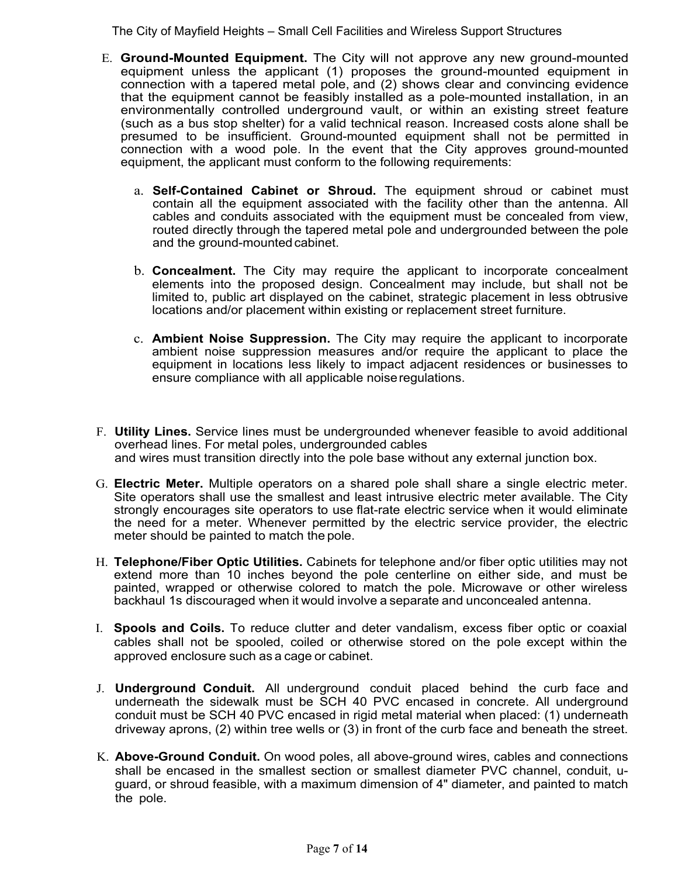E. **Ground-Mounted Equipment.** The City will not approve any new ground-mounted equipment unless the applicant (1) proposes the ground-mounted equipment in connection with a tapered metal pole, and (2) shows clear and convincing evidence that the equipment cannot be feasibly installed as a pole-mounted installation, in an environmentally controlled underground vault, or within an existing street feature (such as a bus stop shelter) for a valid technical reason. Increased costs alone shall be presumed to be insufficient. Ground-mounted equipment shall not be permitted in connection with a wood pole. In the event that the City approves ground-mounted equipment, the applicant must conform to the following requirements:

   a. **Self-Contained Cabinet or Shroud.** The equipment shroud or cabinet must contain all the equipment associated with the facility other than the antenna. All cables and conduits associated with the equipment must be concealed from view, routed directly through the tapered metal pole and undergrounded between the pole and the ground-mounted cabinet.

   b. **Concealment.** The City may require the applicant to incorporate concealment elements into the proposed design. Concealment may include, but shall not be limited to, public art displayed on the cabinet, strategic placement in less obtrusive locations and/or placement within existing or replacement street furniture.

   c. **Ambient Noise Suppression.** The City may require the applicant to incorporate ambient noise suppression measures and/or require the applicant to place the equipment in locations less likely to impact adjacent residences or businesses to ensure compliance with all applicable noise regulations.

F. **Utility Lines.** Service lines must be undergrounded whenever feasible to avoid additional overhead lines. For metal poles, undergrounded cables and wires must transition directly into the pole base without any external junction box.

G. **Electric Meter.** Multiple operators on a shared pole shall share a single electric meter. Site operators shall use the smallest and least intrusive electric meter available. The City strongly encourages site operators to use flat-rate electric service when it would eliminate the need for a meter. Whenever permitted by the electric service provider, the electric meter should be painted to match the pole.

H. **Telephone/Fiber Optic Utilities.** Cabinets for telephone and/or fiber optic utilities may not extend more than 10 inches beyond the pole centerline on either side, and must be painted, wrapped or otherwise colored to match the pole. Microwave or other wireless backhaul 1s discouraged when it would involve a separate and unconcealed antenna.

I. **Spools and Coils.** To reduce clutter and deter vandalism, excess fiber optic or coaxial cables shall not be spooled, coiled or otherwise stored on the pole except within the approved enclosure such as a cage or cabinet.

J. **Underground Conduit.** All underground conduit placed behind the curb face and underneath the sidewalk must be SCH 40 PVC encased in concrete. All underground conduit must be SCH 40 PVC encased in rigid metal material when placed: (1) underneath driveway aprons, (2) within tree wells or (3) in front of the curb face and beneath the street.

K. **Above-Ground Conduit.** On wood poles, all above-ground wires, cables and connections shall be encased in the smallest section or smallest diameter PVC channel, conduit, u-guard, or shroud feasible, with a maximum dimension of 4" diameter, and painted to match the pole.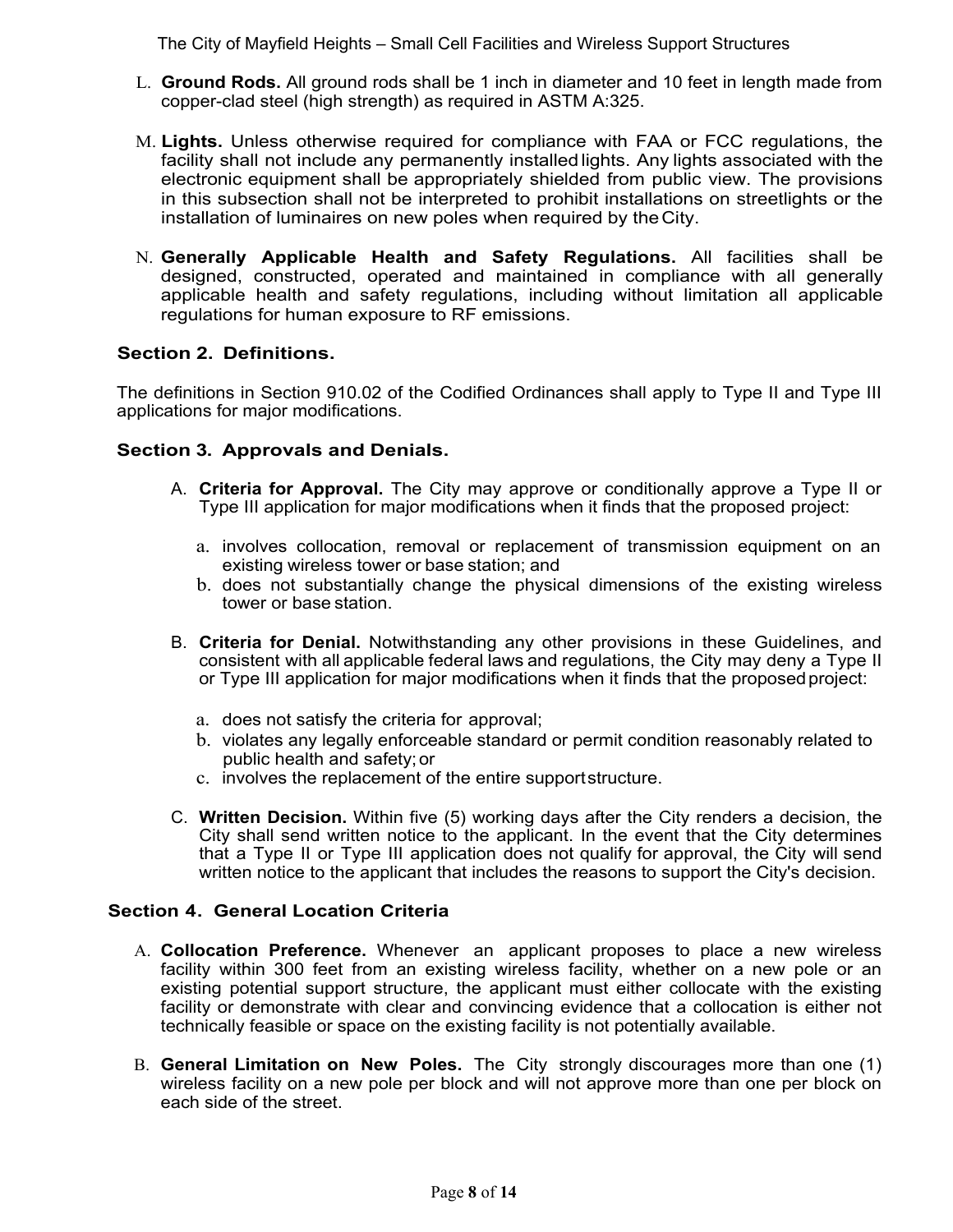L. **Ground Rods.** All ground rods shall be 1 inch in diameter and 10 feet in length made from copper-clad steel (high strength) as required in ASTM A:325.

M. **Lights.** Unless otherwise required for compliance with FAA or FCC regulations, the facility shall not include any permanently installed lights. Any lights associated with the electronic equipment shall be appropriately shielded from public view. The provisions in this subsection shall not be interpreted to prohibit installations on streetlights or the installation of luminaires on new poles when required by the City.

N. **Generally Applicable Health and Safety Regulations.** All facilities shall be designed, constructed, operated and maintained in compliance with all generally applicable health and safety regulations, including without limitation all applicable regulations for human exposure to RF emissions.

## Section 2. Definitions.

The definitions in Section 910.02 of the Codified Ordinances shall apply to Type II and Type III applications for major modifications.

## Section 3. Approvals and Denials.

A. **Criteria for Approval.** The City may approve or conditionally approve a Type II or Type III application for major modifications when it finds that the proposed project:

  a. involves collocation, removal or replacement of transmission equipment on an existing wireless tower or base station; and
  b. does not substantially change the physical dimensions of the existing wireless tower or base station.

B. **Criteria for Denial.** Notwithstanding any other provisions in these Guidelines, and consistent with all applicable federal laws and regulations, the City may deny a Type II or Type III application for major modifications when it finds that the proposed project:

  a. does not satisfy the criteria for approval;
  b. violates any legally enforceable standard or permit condition reasonably related to public health and safety; or
  c. involves the replacement of the entire support structure.

C. **Written Decision.** Within five (5) working days after the City renders a decision, the City shall send written notice to the applicant. In the event that the City determines that a Type II or Type III application does not qualify for approval, the City will send written notice to the applicant that includes the reasons to support the City's decision.

## Section 4. General Location Criteria

A. **Collocation Preference.** Whenever an applicant proposes to place a new wireless facility within 300 feet from an existing wireless facility, whether on a new pole or an existing potential support structure, the applicant must either collocate with the existing facility or demonstrate with clear and convincing evidence that a collocation is either not technically feasible or space on the existing facility is not potentially available.

B. **General Limitation on New Poles.** The City strongly discourages more than one (1) wireless facility on a new pole per block and will not approve more than one per block on each side of the street.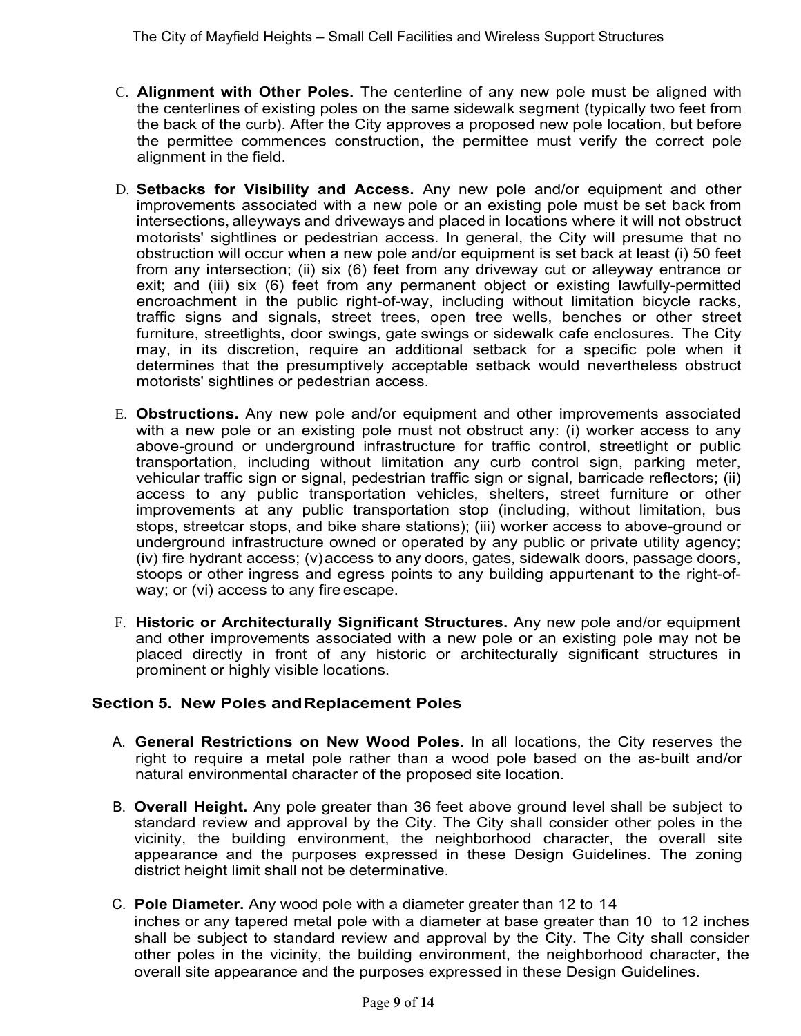C. **Alignment with Other Poles.** The centerline of any new pole must be aligned with the centerlines of existing poles on the same sidewalk segment (typically two feet from the back of the curb). After the City approves a proposed new pole location, but before the permittee commences construction, the permittee must verify the correct pole alignment in the field.

D. **Setbacks for Visibility and Access.** Any new pole and/or equipment and other improvements associated with a new pole or an existing pole must be set back from intersections, alleyways and driveways and placed in locations where it will not obstruct motorists' sightlines or pedestrian access. In general, the City will presume that no obstruction will occur when a new pole and/or equipment is set back at least (i) 50 feet from any intersection; (ii) six (6) feet from any driveway cut or alleyway entrance or exit; and (iii) six (6) feet from any permanent object or existing lawfully-permitted encroachment in the public right-of-way, including without limitation bicycle racks, traffic signs and signals, street trees, open tree wells, benches or other street furniture, streetlights, door swings, gate swings or sidewalk cafe enclosures. The City may, in its discretion, require an additional setback for a specific pole when it determines that the presumptively acceptable setback would nevertheless obstruct motorists' sightlines or pedestrian access.

E. **Obstructions.** Any new pole and/or equipment and other improvements associated with a new pole or an existing pole must not obstruct any: (i) worker access to any above-ground or underground infrastructure for traffic control, streetlight or public transportation, including without limitation any curb control sign, parking meter, vehicular traffic sign or signal, pedestrian traffic sign or signal, barricade reflectors; (ii) access to any public transportation vehicles, shelters, street furniture or other improvements at any public transportation stop (including, without limitation, bus stops, streetcar stops, and bike share stations); (iii) worker access to above-ground or underground infrastructure owned or operated by any public or private utility agency; (iv) fire hydrant access; (v) access to any doors, gates, sidewalk doors, passage doors, stoops or other ingress and egress points to any building appurtenant to the right-of-way; or (vi) access to any fire escape.

F. **Historic or Architecturally Significant Structures.** Any new pole and/or equipment and other improvements associated with a new pole or an existing pole may not be placed directly in front of any historic or architecturally significant structures in prominent or highly visible locations.

## Section 5. New Poles and Replacement Poles

A. **General Restrictions on New Wood Poles.** In all locations, the City reserves the right to require a metal pole rather than a wood pole based on the as-built and/or natural environmental character of the proposed site location.

B. **Overall Height.** Any pole greater than 36 feet above ground level shall be subject to standard review and approval by the City. The City shall consider other poles in the vicinity, the building environment, the neighborhood character, the overall site appearance and the purposes expressed in these Design Guidelines. The zoning district height limit shall not be determinative.

C. **Pole Diameter.** Any wood pole with a diameter greater than 12 to 14 inches or any tapered metal pole with a diameter at base greater than 10 to 12 inches shall be subject to standard review and approval by the City. The City shall consider other poles in the vicinity, the building environment, the neighborhood character, the overall site appearance and the purposes expressed in these Design Guidelines.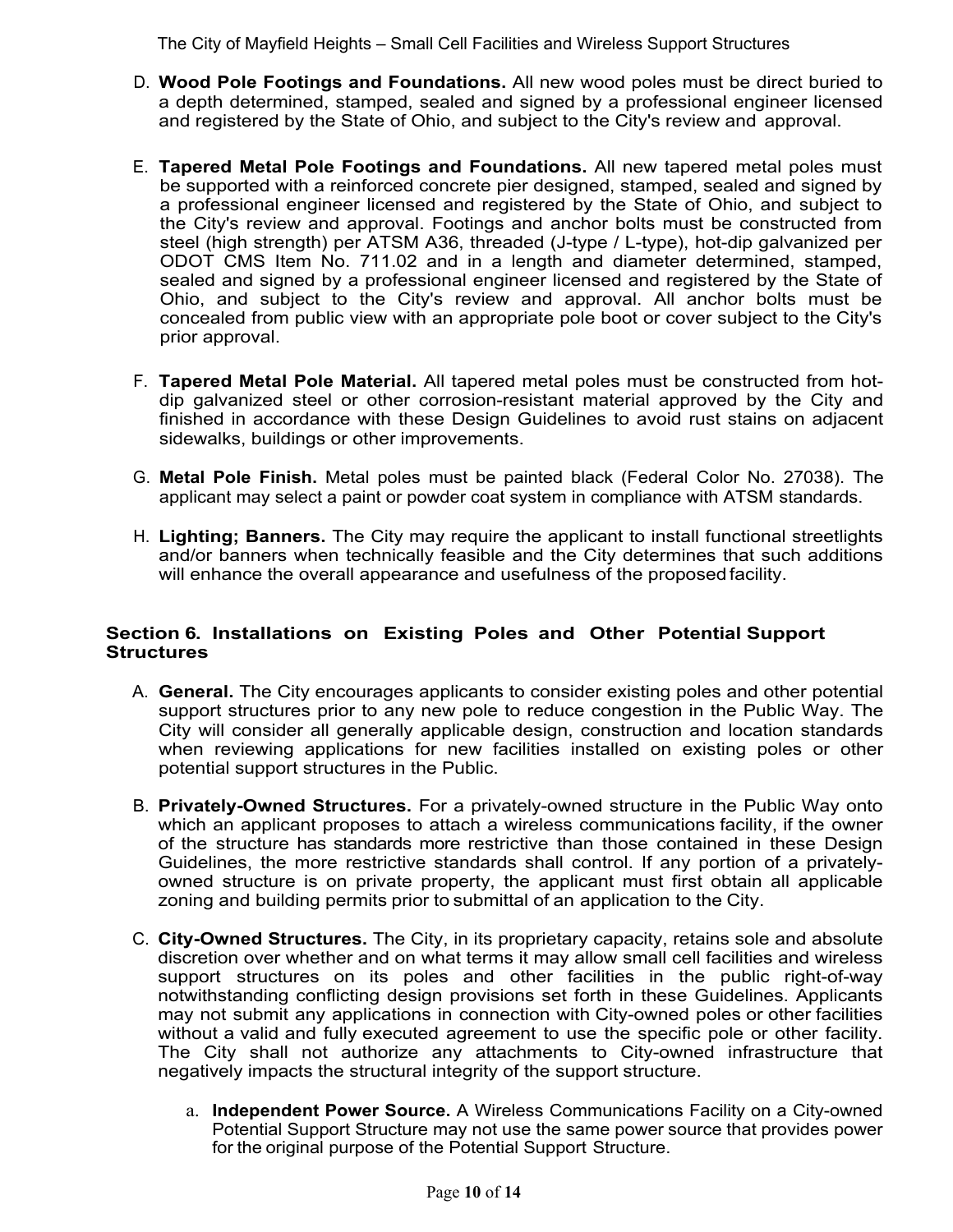D. **Wood Pole Footings and Foundations.** All new wood poles must be direct buried to a depth determined, stamped, sealed and signed by a professional engineer licensed and registered by the State of Ohio, and subject to the City's review and approval.

E. **Tapered Metal Pole Footings and Foundations.** All new tapered metal poles must be supported with a reinforced concrete pier designed, stamped, sealed and signed by a professional engineer licensed and registered by the State of Ohio, and subject to the City's review and approval. Footings and anchor bolts must be constructed from steel (high strength) per ATSM A36, threaded (J-type / L-type), hot-dip galvanized per ODOT CMS Item No. 711.02 and in a length and diameter determined, stamped, sealed and signed by a professional engineer licensed and registered by the State of Ohio, and subject to the City's review and approval. All anchor bolts must be concealed from public view with an appropriate pole boot or cover subject to the City's prior approval.

F. **Tapered Metal Pole Material.** All tapered metal poles must be constructed from hot-dip galvanized steel or other corrosion-resistant material approved by the City and finished in accordance with these Design Guidelines to avoid rust stains on adjacent sidewalks, buildings or other improvements.

G. **Metal Pole Finish.** Metal poles must be painted black (Federal Color No. 27038). The applicant may select a paint or powder coat system in compliance with ATSM standards.

H. **Lighting; Banners.** The City may require the applicant to install functional streetlights and/or banners when technically feasible and the City determines that such additions will enhance the overall appearance and usefulness of the proposed facility.

## Section 6. Installations on Existing Poles and Other Potential Support Structures

A. **General.** The City encourages applicants to consider existing poles and other potential support structures prior to any new pole to reduce congestion in the Public Way. The City will consider all generally applicable design, construction and location standards when reviewing applications for new facilities installed on existing poles or other potential support structures in the Public.

B. **Privately-Owned Structures.** For a privately-owned structure in the Public Way onto which an applicant proposes to attach a wireless communications facility, if the owner of the structure has standards more restrictive than those contained in these Design Guidelines, the more restrictive standards shall control. If any portion of a privately-owned structure is on private property, the applicant must first obtain all applicable zoning and building permits prior to submittal of an application to the City.

C. **City-Owned Structures.** The City, in its proprietary capacity, retains sole and absolute discretion over whether and on what terms it may allow small cell facilities and wireless support structures on its poles and other facilities in the public right-of-way notwithstanding conflicting design provisions set forth in these Guidelines. Applicants may not submit any applications in connection with City-owned poles or other facilities without a valid and fully executed agreement to use the specific pole or other facility. The City shall not authorize any attachments to City-owned infrastructure that negatively impacts the structural integrity of the support structure.

   a. **Independent Power Source.** A Wireless Communications Facility on a City-owned Potential Support Structure may not use the same power source that provides power for the original purpose of the Potential Support Structure.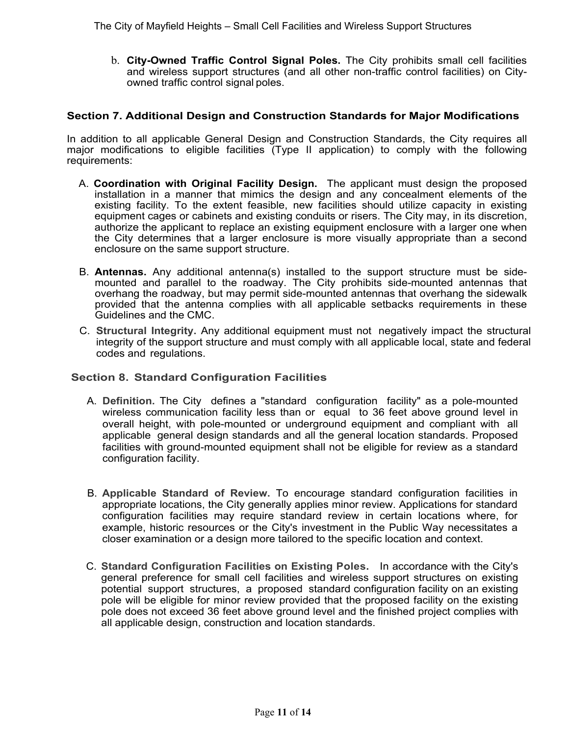b. **City-Owned Traffic Control Signal Poles.** The City prohibits small cell facilities and wireless support structures (and all other non-traffic control facilities) on City-owned traffic control signal poles.

## Section 7. Additional Design and Construction Standards for Major Modifications

In addition to all applicable General Design and Construction Standards, the City requires all major modifications to eligible facilities (Type II application) to comply with the following requirements:

A. **Coordination with Original Facility Design.** The applicant must design the proposed installation in a manner that mimics the design and any concealment elements of the existing facility. To the extent feasible, new facilities should utilize capacity in existing equipment cages or cabinets and existing conduits or risers. The City may, in its discretion, authorize the applicant to replace an existing equipment enclosure with a larger one when the City determines that a larger enclosure is more visually appropriate than a second enclosure on the same support structure.

B. **Antennas.** Any additional antenna(s) installed to the support structure must be side-mounted and parallel to the roadway. The City prohibits side-mounted antennas that overhang the roadway, but may permit side-mounted antennas that overhang the sidewalk provided that the antenna complies with all applicable setbacks requirements in these Guidelines and the CMC.

C. **Structural Integrity.** Any additional equipment must not negatively impact the structural integrity of the support structure and must comply with all applicable local, state and federal codes and regulations.

## Section 8. Standard Configuration Facilities

A. **Definition.** The City defines a "standard configuration facility" as a pole-mounted wireless communication facility less than or equal to 36 feet above ground level in overall height, with pole-mounted or underground equipment and compliant with all applicable general design standards and all the general location standards. Proposed facilities with ground-mounted equipment shall not be eligible for review as a standard configuration facility.

B. **Applicable Standard of Review.** To encourage standard configuration facilities in appropriate locations, the City generally applies minor review. Applications for standard configuration facilities may require standard review in certain locations where, for example, historic resources or the City's investment in the Public Way necessitates a closer examination or a design more tailored to the specific location and context.

C. **Standard Configuration Facilities on Existing Poles.** In accordance with the City's general preference for small cell facilities and wireless support structures on existing potential support structures, a proposed standard configuration facility on an existing pole will be eligible for minor review provided that the proposed facility on the existing pole does not exceed 36 feet above ground level and the finished project complies with all applicable design, construction and location standards.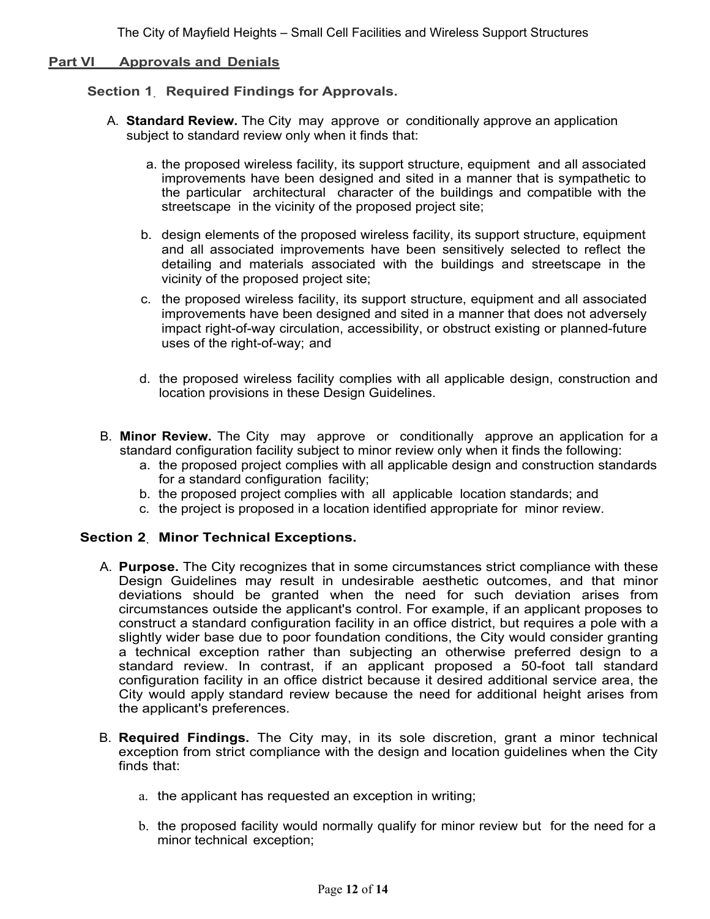## Part VI Approvals and Denials

### Section 1. Required Findings for Approvals.

A. **Standard Review.** The City may approve or conditionally approve an application subject to standard review only when it finds that:

   a. the proposed wireless facility, its support structure, equipment and all associated improvements have been designed and sited in a manner that is sympathetic to the particular architectural character of the buildings and compatible with the streetscape in the vicinity of the proposed project site;

   b. design elements of the proposed wireless facility, its support structure, equipment and all associated improvements have been sensitively selected to reflect the detailing and materials associated with the buildings and streetscape in the vicinity of the proposed project site;

   c. the proposed wireless facility, its support structure, equipment and all associated improvements have been designed and sited in a manner that does not adversely impact right-of-way circulation, accessibility, or obstruct existing or planned-future uses of the right-of-way; and

   d. the proposed wireless facility complies with all applicable design, construction and location provisions in these Design Guidelines.

B. **Minor Review.** The City may approve or conditionally approve an application for a standard configuration facility subject to minor review only when it finds the following:
   a. the proposed project complies with all applicable design and construction standards for a standard configuration facility;
   b. the proposed project complies with all applicable location standards; and
   c. the project is proposed in a location identified appropriate for minor review.

### Section 2. Minor Technical Exceptions.

A. **Purpose.** The City recognizes that in some circumstances strict compliance with these Design Guidelines may result in undesirable aesthetic outcomes, and that minor deviations should be granted when the need for such deviation arises from circumstances outside the applicant's control. For example, if an applicant proposes to construct a standard configuration facility in an office district, but requires a pole with a slightly wider base due to poor foundation conditions, the City would consider granting a technical exception rather than subjecting an otherwise preferred design to a standard review. In contrast, if an applicant proposed a 50-foot tall standard configuration facility in an office district because it desired additional service area, the City would apply standard review because the need for additional height arises from the applicant's preferences.

B. **Required Findings.** The City may, in its sole discretion, grant a minor technical exception from strict compliance with the design and location guidelines when the City finds that:

   a. the applicant has requested an exception in writing;

   b. the proposed facility would normally qualify for minor review but for the need for a minor technical exception;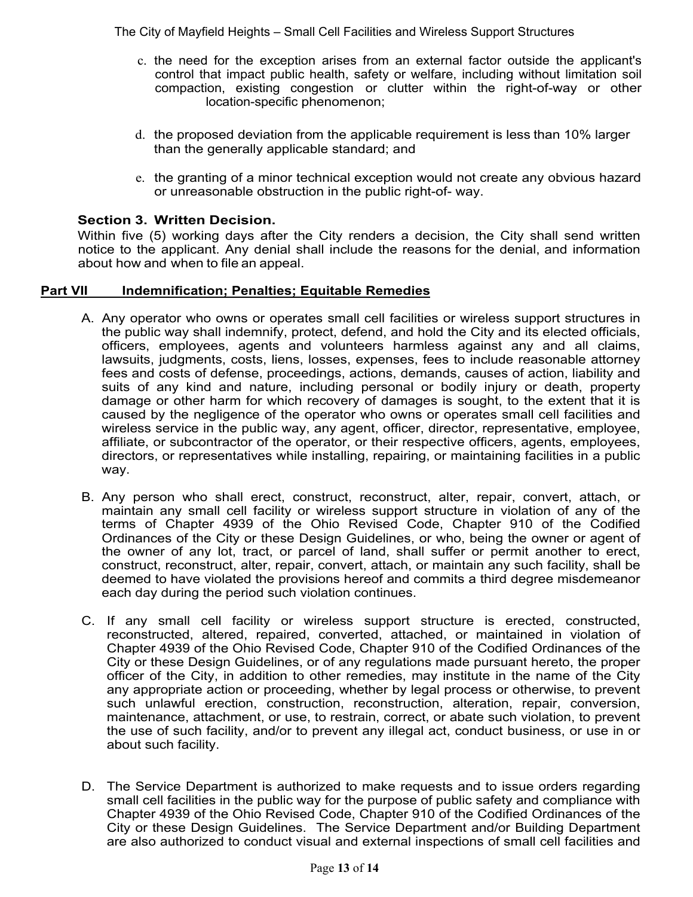c. the need for the exception arises from an external factor outside the applicant's control that impact public health, safety or welfare, including without limitation soil compaction, existing congestion or clutter within the right-of-way or other location-specific phenomenon;

d. the proposed deviation from the applicable requirement is less than 10% larger than the generally applicable standard; and

e. the granting of a minor technical exception would not create any obvious hazard or unreasonable obstruction in the public right-of- way.

**Section 3. Written Decision.**

Within five (5) working days after the City renders a decision, the City shall send written notice to the applicant. Any denial shall include the reasons for the denial, and information about how and when to file an appeal.

## Part VII Indemnification; Penalties; Equitable Remedies

A. Any operator who owns or operates small cell facilities or wireless support structures in the public way shall indemnify, protect, defend, and hold the City and its elected officials, officers, employees, agents and volunteers harmless against any and all claims, lawsuits, judgments, costs, liens, losses, expenses, fees to include reasonable attorney fees and costs of defense, proceedings, actions, demands, causes of action, liability and suits of any kind and nature, including personal or bodily injury or death, property damage or other harm for which recovery of damages is sought, to the extent that it is caused by the negligence of the operator who owns or operates small cell facilities and wireless service in the public way, any agent, officer, director, representative, employee, affiliate, or subcontractor of the operator, or their respective officers, agents, employees, directors, or representatives while installing, repairing, or maintaining facilities in a public way.

B. Any person who shall erect, construct, reconstruct, alter, repair, convert, attach, or maintain any small cell facility or wireless support structure in violation of any of the terms of Chapter 4939 of the Ohio Revised Code, Chapter 910 of the Codified Ordinances of the City or these Design Guidelines, or who, being the owner or agent of the owner of any lot, tract, or parcel of land, shall suffer or permit another to erect, construct, reconstruct, alter, repair, convert, attach, or maintain any such facility, shall be deemed to have violated the provisions hereof and commits a third degree misdemeanor each day during the period such violation continues.

C. If any small cell facility or wireless support structure is erected, constructed, reconstructed, altered, repaired, converted, attached, or maintained in violation of Chapter 4939 of the Ohio Revised Code, Chapter 910 of the Codified Ordinances of the City or these Design Guidelines, or of any regulations made pursuant hereto, the proper officer of the City, in addition to other remedies, may institute in the name of the City any appropriate action or proceeding, whether by legal process or otherwise, to prevent such unlawful erection, construction, reconstruction, alteration, repair, conversion, maintenance, attachment, or use, to restrain, correct, or abate such violation, to prevent the use of such facility, and/or to prevent any illegal act, conduct business, or use in or about such facility.

D. The Service Department is authorized to make requests and to issue orders regarding small cell facilities in the public way for the purpose of public safety and compliance with Chapter 4939 of the Ohio Revised Code, Chapter 910 of the Codified Ordinances of the City or these Design Guidelines. The Service Department and/or Building Department are also authorized to conduct visual and external inspections of small cell facilities and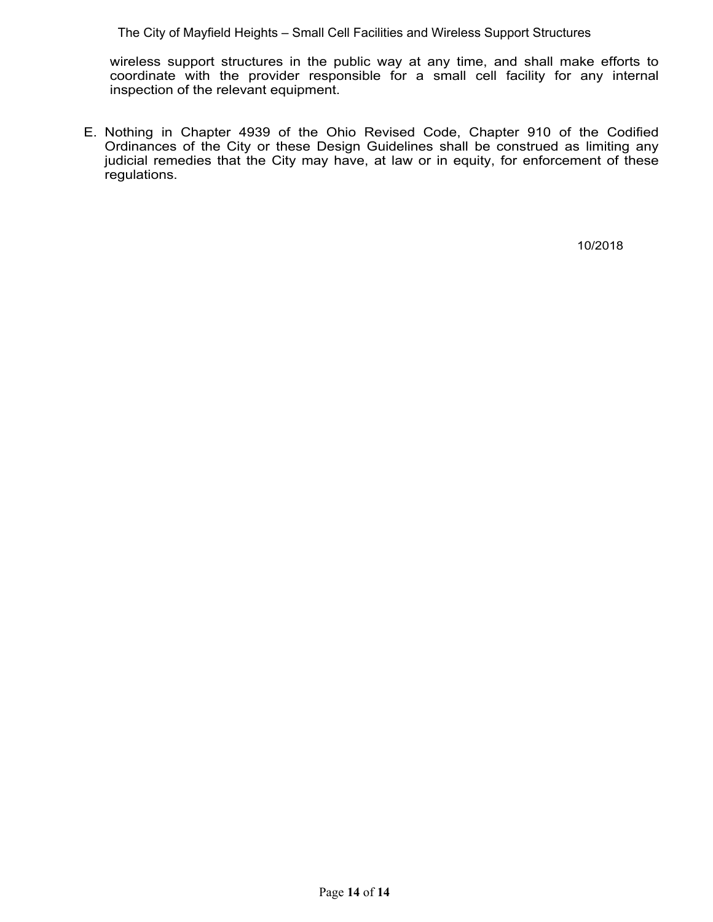wireless support structures in the public way at any time, and shall make efforts to coordinate with the provider responsible for a small cell facility for any internal inspection of the relevant equipment.

E. Nothing in Chapter 4939 of the Ohio Revised Code, Chapter 910 of the Codified Ordinances of the City or these Design Guidelines shall be construed as limiting any judicial remedies that the City may have, at law or in equity, for enforcement of these regulations.

10/2018